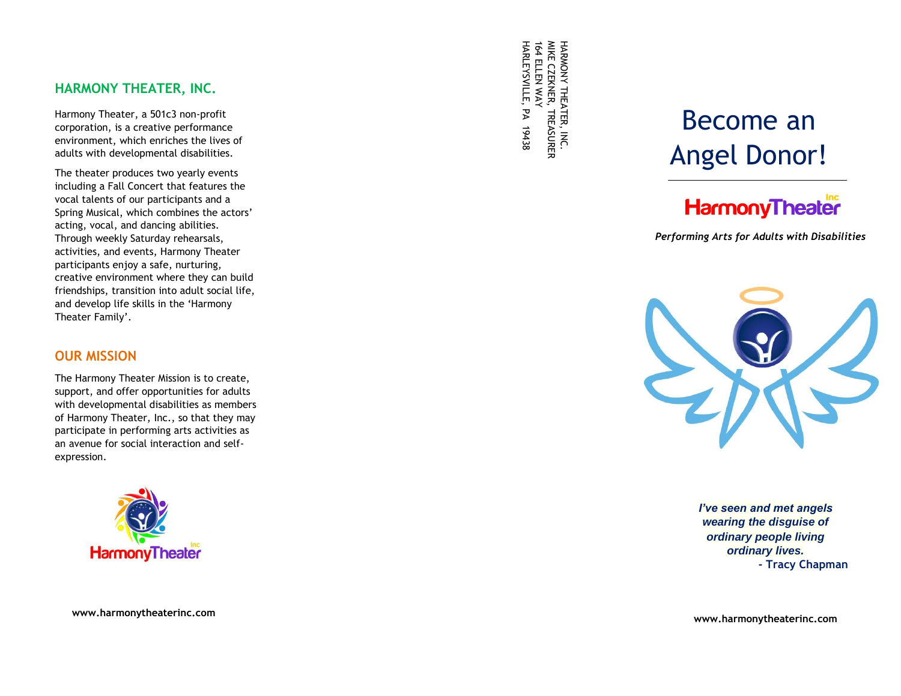## HARMONY THEATER, INC.

Harmony Theater, a 501c3 non-profit corporation, is a creative performance environment, which enriches the lives of adults with developmental disabilities.

The theater produces two yearly events including a Fall Concert that features the vocal talents of our participants and a Spring Musical, which combines the actors' acting, vocal, and dancing abilities. Through weekly Saturday rehearsals, activities, and events, Harmony Theater participants enjoy a safe, nurturing, creative environment where they can build friendships, transition into adult social life, and develop life skills in the 'Harmony Theater Family'.

## OUR MISSION

The Harmony Theater Mission is to create, support, and offer opportunities for adults with developmental disabilities as members of Harmony Theater, Inc., so that they may participate in performing arts activities as an avenue for social interaction and self-expression.

HarmonyTheater Inc

**www.harmonytheaterinc.com**

HARMONY THEATER, INC.
MIKE CZEKNER, TREASURER
164 ELLEN WAY
HARLEYSVILLE, PA 19438

# Become an Angel Donor!

HarmonyTheater Inc

***Performing Arts for Adults with Disabilities***

***I've seen and met angels wearing the disguise of ordinary people living ordinary lives.***
**- Tracy Chapman**

**www.harmonytheaterinc.com**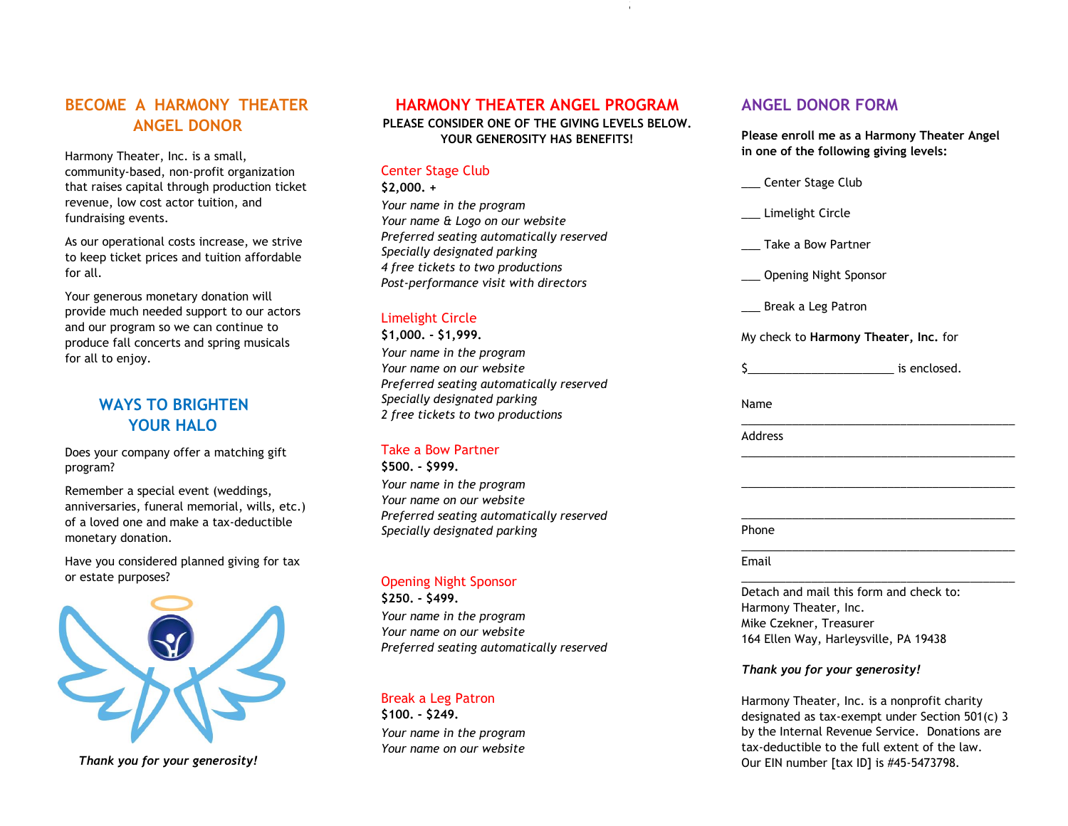# BECOME A HARMONY THEATER ANGEL DONOR

Harmony Theater, Inc. is a small, community-based, non-profit organization that raises capital through production ticket revenue, low cost actor tuition, and fundraising events.

As our operational costs increase, we strive to keep ticket prices and tuition affordable for all.

Your generous monetary donation will provide much needed support to our actors and our program so we can continue to produce fall concerts and spring musicals for all to enjoy.

## WAYS TO BRIGHTEN YOUR HALO

Does your company offer a matching gift program?

Remember a special event (weddings, anniversaries, funeral memorial, wills, etc.) of a loved one and make a tax-deductible monetary donation.

Have you considered planned giving for tax or estate purposes?

***Thank you for your generosity!***

# HARMONY THEATER ANGEL PROGRAM

**PLEASE CONSIDER ONE OF THE GIVING LEVELS BELOW. YOUR GENEROSITY HAS BENEFITS!**

### Center Stage Club

**$2,000. +**

*Your name in the program*
*Your name & Logo on our website*
*Preferred seating automatically reserved*
*Specially designated parking*
*4 free tickets to two productions*
*Post-performance visit with directors*

### Limelight Circle

**$1,000. - $1,999.**

*Your name in the program*
*Your name on our website*
*Preferred seating automatically reserved*
*Specially designated parking*
*2 free tickets to two productions*

### Take a Bow Partner

**$500. - $999.**

*Your name in the program*
*Your name on our website*
*Preferred seating automatically reserved*
*Specially designated parking*

### Opening Night Sponsor

**$250. - $499.**

*Your name in the program*
*Your name on our website*
*Preferred seating automatically reserved*

### Break a Leg Patron

**$100. - $249.**

*Your name in the program*
*Your name on our website*

# ANGEL DONOR FORM

**Please enroll me as a Harmony Theater Angel in one of the following giving levels:**

___ Center Stage Club

___ Limelight Circle

___ Take a Bow Partner

___ Opening Night Sponsor

___ Break a Leg Patron

My check to **Harmony Theater, Inc.** for

$______________________ is enclosed.

Name
_____________________________________________

Address
_____________________________________________

_____________________________________________

_____________________________________________

Phone
_____________________________________________

Email
_____________________________________________

Detach and mail this form and check to:
Harmony Theater, Inc.
Mike Czekner, Treasurer
164 Ellen Way, Harleysville, PA 19438

***Thank you for your generosity!***

Harmony Theater, Inc. is a nonprofit charity designated as tax-exempt under Section 501(c) 3 by the Internal Revenue Service. Donations are tax-deductible to the full extent of the law. Our EIN number [tax ID] is #45-5473798.